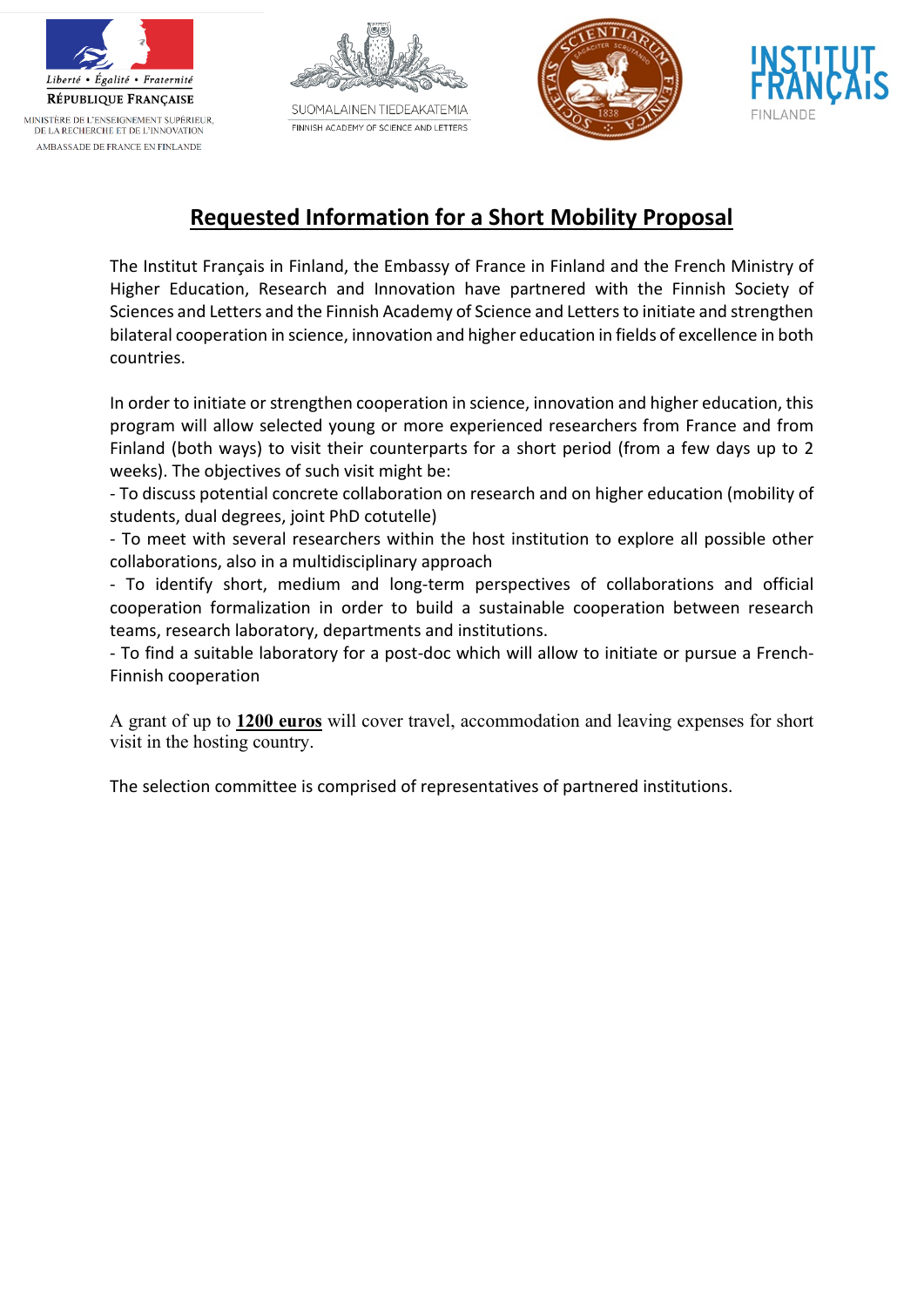## Requested Information for a Short Mobility Proposal

The Institut Français in Finland, the Embassy of France in Finland and the French Ministry of Higher Education, Research and Innovation have partnered with the Finnish Society of Sciences and Letters and the Finnish Academy of Science and Letters to initiate and strengthen bilateral cooperation in science, innovation and higher education in fields of excellence in both countries.

In order to initiate or strengthen cooperation in science, innovation and higher education, this program will allow selected young or more experienced researchers from France and from Finland (both ways) to visit their counterparts for a short period (from a few days up to 2 weeks). The objectives of such visit might be:

- To discuss potential concrete collaboration on research and on higher education (mobility of students, dual degrees, joint PhD cotutelle)
- To meet with several researchers within the host institution to explore all possible other collaborations, also in a multidisciplinary approach
- To identify short, medium and long-term perspectives of collaborations and official cooperation formalization in order to build a sustainable cooperation between research teams, research laboratory, departments and institutions.
- To find a suitable laboratory for a post-doc which will allow to initiate or pursue a French-Finnish cooperation

A grant of up to **1200 euros** will cover travel, accommodation and leaving expenses for short visit in the hosting country.

The selection committee is comprised of representatives of partnered institutions.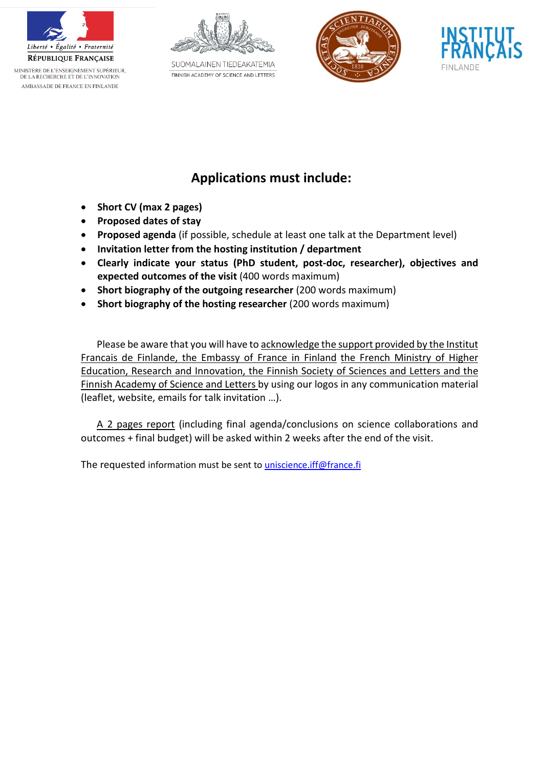## Applications must include:

- **Short CV (max 2 pages)**
- **Proposed dates of stay**
- **Proposed agenda** (if possible, schedule at least one talk at the Department level)
- **Invitation letter from the hosting institution / department**
- **Clearly indicate your status (PhD student, post-doc, researcher), objectives and expected outcomes of the visit** (400 words maximum)
- **Short biography of the outgoing researcher** (200 words maximum)
- **Short biography of the hosting researcher** (200 words maximum)

Please be aware that you will have to acknowledge the support provided by the Institut Francais de Finlande, the Embassy of France in Finland the French Ministry of Higher Education, Research and Innovation, the Finnish Society of Sciences and Letters and the Finnish Academy of Science and Letters by using our logos in any communication material (leaflet, website, emails for talk invitation …).

A 2 pages report (including final agenda/conclusions on science collaborations and outcomes + final budget) will be asked within 2 weeks after the end of the visit.

The requested information must be sent to uniscience.iff@france.fi